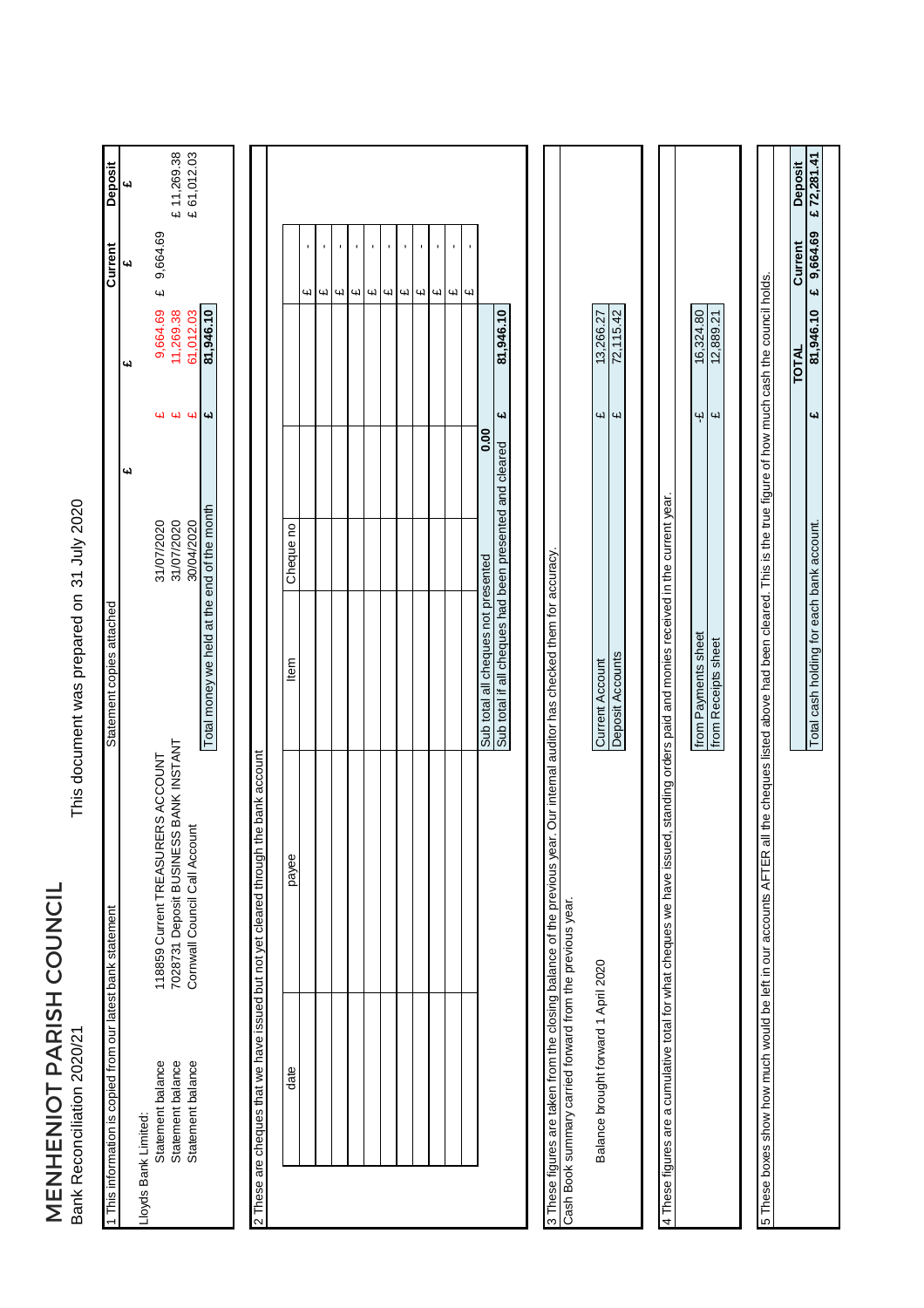# MENHENIOT PARISH COUNCIL

Bank Reconciliation 2020/21

This document was prepared on 31 July 2020

## 1 This information is copied from our latest bank statement

| | | Statement copies attached | £ | £ | Current £ | Deposit £ |
|---|---|---|---|---|---|---|
| Lloyds Bank Limited: | | | | | | |
| Statement balance | 118859 Current TREASURERS ACCOUNT | 31/07/2020 | £ | 9,664.69 | £ 9,664.69 | |
| Statement balance | 7028731 Deposit BUSINESS BANK INSTANT | 31/07/2020 | £ | 11,269.38 | | £ 11,269.38 |
| Statement balance | Cornwall Council Call Account | 30/04/2020 | £ | 61,012.03 | | £ 61,012.03 |
| | | Total money we held at the end of the month | £ | 81,946.10 | | |

## 2 These are cheques that we have issued but not yet cleared through the bank account

| date | payee | Item | Cheque no | | |
|---|---|---|---|---|---|
| | | | | | £ - |
| | | | | | £ - |
| | | | | | £ - |
| | | | | | £ - |
| | | | | | £ - |
| | | | | | £ - |
| | | | | | £ - |
| | | | | | £ - |
| | | | | | £ - |
| | | Sub total all cheques not presented | | 0.00 | |
| | | Sub total if all cheques had been presented and cleared | | £ | 81,946.10 |

## 3 These figures are taken from the closing balance of the previous year. Our internal auditor has checked them for accuracy.

Cash Book summary carried forward from the previous year.

| | | | |
|---|---|---|---|
| Balance brought forward 1 April 2020 | Current Account | £ | 13,266.27 |
| | Deposit Accounts | £ | 72,115.42 |

## 4 These figures are a cumulative total for what cheques we have issued, standing orders paid and monies received in the current year.

| | | |
|---|---|---|
| from Payments sheet | -£ | 16,324.80 |
| from Receipts sheet | £ | 12,889.21 |

## 5 These boxes show how much would be left in our accounts AFTER all the cheques listed above had been cleared. This is the true figure of how much cash the council holds.

| | | TOTAL | Current | Deposit |
|---|---|---|---|---|
| Total cash holding for each bank account. | £ | 81,946.10 | £ 9,664.69 | £ 72,281.41 |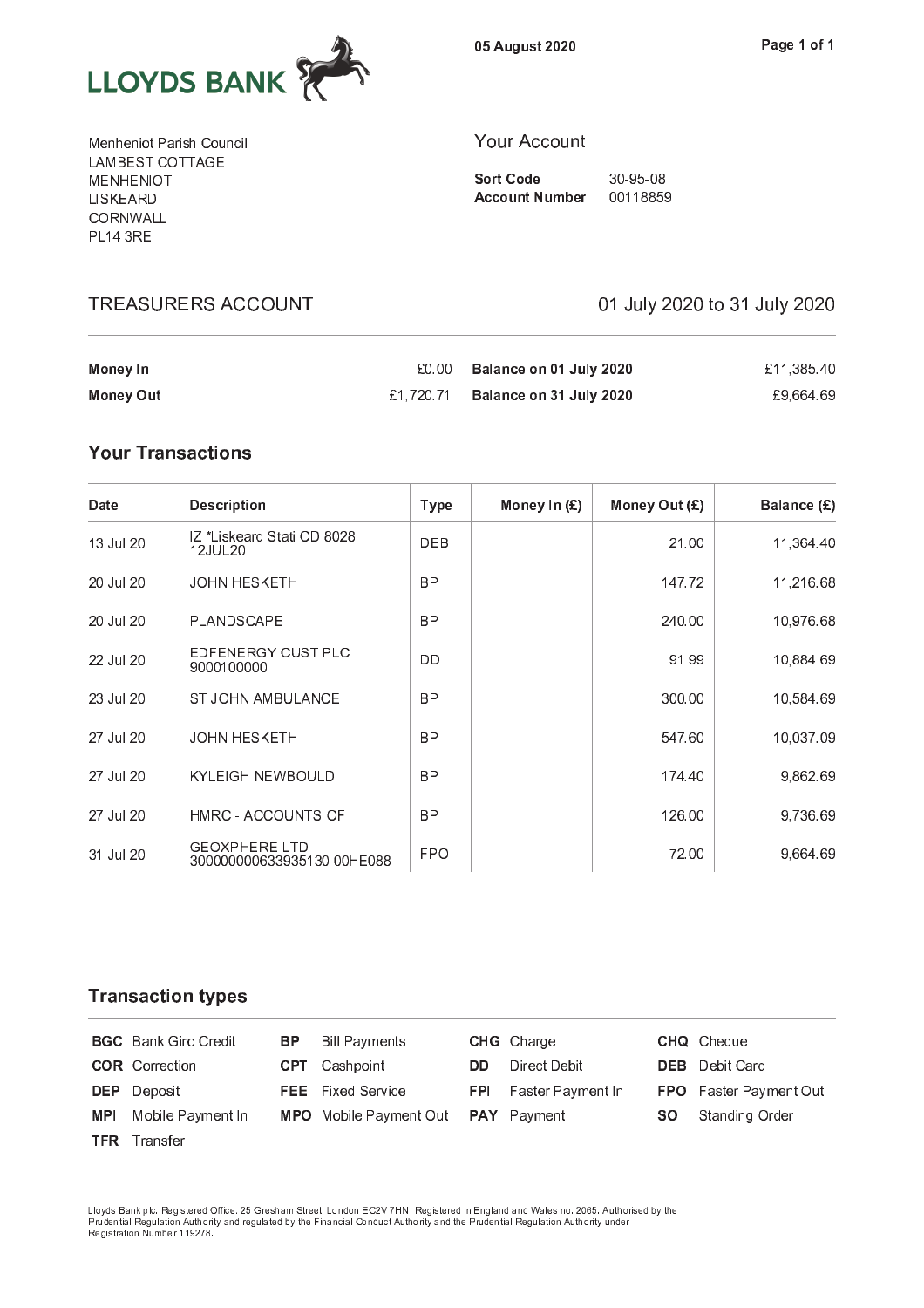LLOYDS BANK

05 August 2020

Menheniot Parish Council
LAMBEST COTTAGE
MENHENIOT
LISKEARD
CORNWALL
PL14 3RE

## Your Account

**Sort Code** 30-95-08
**Account Number** 00118859

## TREASURERS ACCOUNT

01 July 2020 to 31 July 2020

| | | | |
|---|---|---|---|
| **Money In** | £0.00 | **Balance on 01 July 2020** | £11,385.40 |
| **Money Out** | £1,720.71 | **Balance on 31 July 2020** | £9,664.69 |

## Your Transactions

| Date | Description | Type | Money In (£) | Money Out (£) | Balance (£) |
|---|---|---|---|---|---|
| 13 Jul 20 | IZ *Liskeard Stati CD 8028 12JUL20 | DEB | | 21.00 | 11,364.40 |
| 20 Jul 20 | JOHN HESKETH | BP | | 147.72 | 11,216.68 |
| 20 Jul 20 | PLANDSCAPE | BP | | 240.00 | 10,976.68 |
| 22 Jul 20 | EDFENERGY CUST PLC 9000100000 | DD | | 91.99 | 10,884.69 |
| 23 Jul 20 | ST JOHN AMBULANCE | BP | | 300.00 | 10,584.69 |
| 27 Jul 20 | JOHN HESKETH | BP | | 547.60 | 10,037.09 |
| 27 Jul 20 | KYLEIGH NEWBOULD | BP | | 174.40 | 9,862.69 |
| 27 Jul 20 | HMRC - ACCOUNTS OF | BP | | 126.00 | 9,736.69 |
| 31 Jul 20 | GEOXPHERE LTD 300000000633935130 00HE088- | FPO | | 72.00 | 9,664.69 |

## Transaction types

| | | | | | | | |
|---|---|---|---|---|---|---|---|
| **BGC** | Bank Giro Credit | **BP** | Bill Payments | **CHG** | Charge | **CHQ** | Cheque |
| **COR** | Correction | **CPT** | Cashpoint | **DD** | Direct Debit | **DEB** | Debit Card |
| **DEP** | Deposit | **FEE** | Fixed Service | **FPI** | Faster Payment In | **FPO** | Faster Payment Out |
| **MPI** | Mobile Payment In | **MPO** | Mobile Payment Out | **PAY** | Payment | **SO** | Standing Order |
| **TFR** | Transfer | | | | | | |

Lloyds Bank plc. Registered Office: 25 Gresham Street, London EC2V 7HN. Registered in England and Wales no. 2065. Authorised by the Prudential Regulation Authority and regulated by the Financial Conduct Authority and the Prudential Regulation Authority under Registration Number 119278.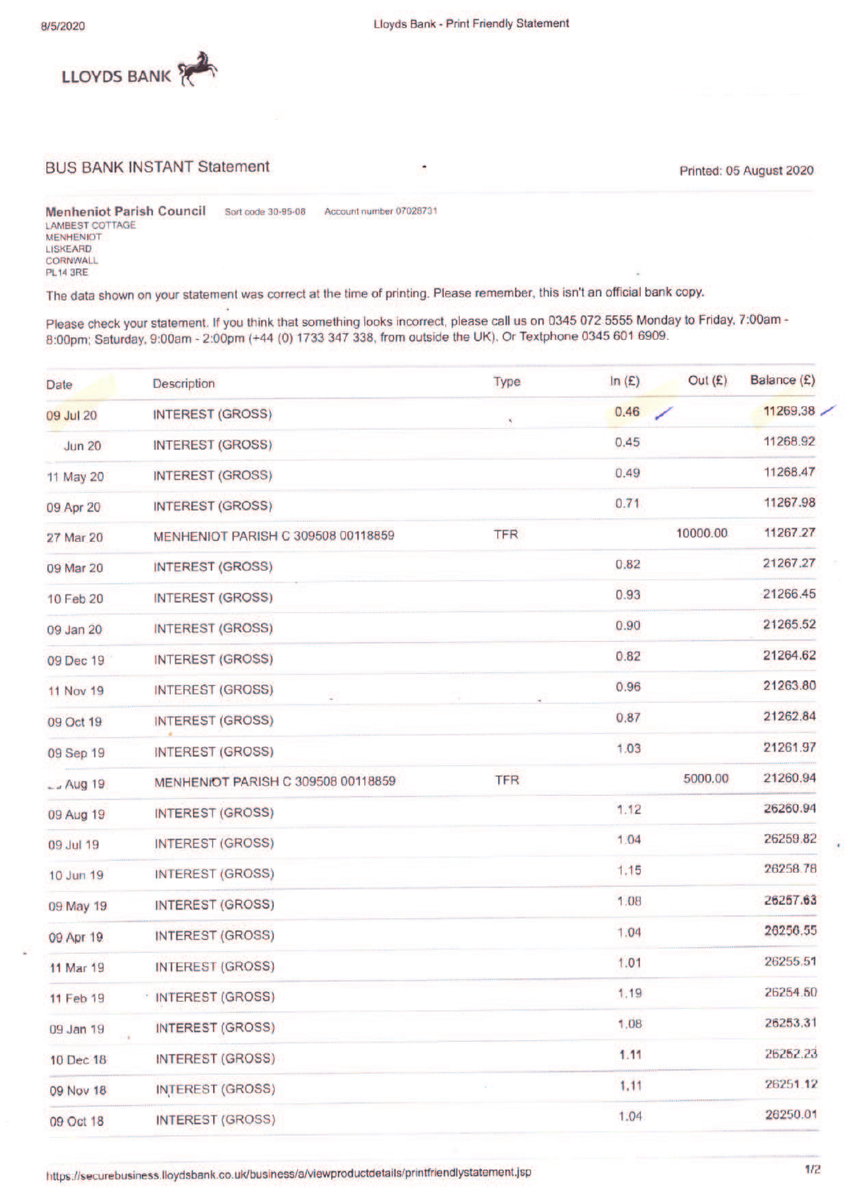LLOYDS BANK

BUS BANK INSTANT Statement

Printed: 05 August 2020

**Menheniot Parish Council** Sort code 30-95-08 Account number 07028731
LAMBEST COTTAGE
MENHENIOT
LISKEARD
CORNWALL
PL14 3RE

The data shown on your statement was correct at the time of printing. Please remember, this isn't an official bank copy.

Please check your statement. If you think that something looks incorrect, please call us on 0345 072 5555 Monday to Friday, 7:00am - 8:00pm; Saturday, 9:00am - 2:00pm (+44 (0) 1733 347 338, from outside the UK). Or Textphone 0345 601 6909.

| Date | Description | Type | In (£) | Out (£) | Balance (£) |
|---|---|---|---|---|---|
| 09 Jul 20 | INTEREST (GROSS) | | 0.46 | | 11269.38 |
| Jun 20 | INTEREST (GROSS) | | 0.45 | | 11268.92 |
| 11 May 20 | INTEREST (GROSS) | | 0.49 | | 11268.47 |
| 09 Apr 20 | INTEREST (GROSS) | | 0.71 | | 11267.98 |
| 27 Mar 20 | MENHENIOT PARISH C 309508 00118859 | TFR | | 10000.00 | 11267.27 |
| 09 Mar 20 | INTEREST (GROSS) | | 0.82 | | 21267.27 |
| 10 Feb 20 | INTEREST (GROSS) | | 0.93 | | 21266.45 |
| 09 Jan 20 | INTEREST (GROSS) | | 0.90 | | 21265.52 |
| 09 Dec 19 | INTEREST (GROSS) | | 0.82 | | 21264.62 |
| 11 Nov 19 | INTEREST (GROSS) | | 0.96 | | 21263.80 |
| 09 Oct 19 | INTEREST (GROSS) | | 0.87 | | 21262.84 |
| 09 Sep 19 | INTEREST (GROSS) | | 1.03 | | 21261.97 |
| Aug 19 | MENHENIOT PARISH C 309508 00118859 | TFR | | 5000.00 | 21260.94 |
| 09 Aug 19 | INTEREST (GROSS) | | 1.12 | | 26260.94 |
| 09 Jul 19 | INTEREST (GROSS) | | 1.04 | | 26259.82 |
| 10 Jun 19 | INTEREST (GROSS) | | 1.15 | | 26258.78 |
| 09 May 19 | INTEREST (GROSS) | | 1.08 | | 26257.63 |
| 09 Apr 19 | INTEREST (GROSS) | | 1.04 | | 26256.55 |
| 11 Mar 19 | INTEREST (GROSS) | | 1.01 | | 26255.51 |
| 11 Feb 19 | INTEREST (GROSS) | | 1.19 | | 26254.50 |
| 09 Jan 19 | INTEREST (GROSS) | | 1.08 | | 26253.31 |
| 10 Dec 18 | INTEREST (GROSS) | | 1.11 | | 26252.23 |
| 09 Nov 18 | INTEREST (GROSS) | | 1.11 | | 26251.12 |
| 09 Oct 18 | INTEREST (GROSS) | | 1.04 | | 26250.01 |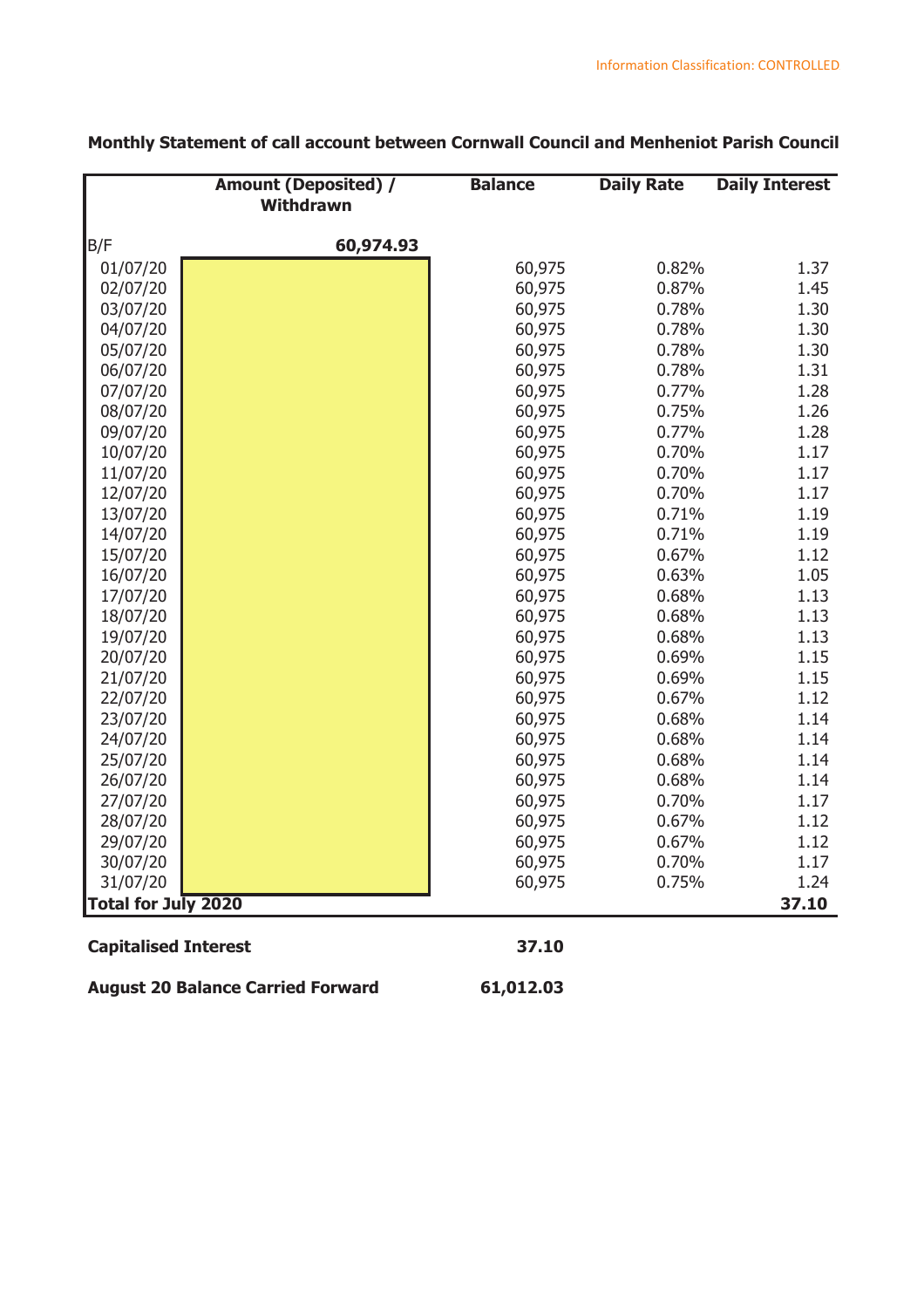Information Classification: CONTROLLED

**Monthly Statement of call account between Cornwall Council and Menheniot Parish Council**

| | Amount (Deposited) / Withdrawn | Balance | Daily Rate | Daily Interest |
|---|---|---|---|---|
| B/F | 60,974.93 | | | |
| 01/07/20 | | 60,975 | 0.82% | 1.37 |
| 02/07/20 | | 60,975 | 0.87% | 1.45 |
| 03/07/20 | | 60,975 | 0.78% | 1.30 |
| 04/07/20 | | 60,975 | 0.78% | 1.30 |
| 05/07/20 | | 60,975 | 0.78% | 1.30 |
| 06/07/20 | | 60,975 | 0.78% | 1.31 |
| 07/07/20 | | 60,975 | 0.77% | 1.28 |
| 08/07/20 | | 60,975 | 0.75% | 1.26 |
| 09/07/20 | | 60,975 | 0.77% | 1.28 |
| 10/07/20 | | 60,975 | 0.70% | 1.17 |
| 11/07/20 | | 60,975 | 0.70% | 1.17 |
| 12/07/20 | | 60,975 | 0.70% | 1.17 |
| 13/07/20 | | 60,975 | 0.71% | 1.19 |
| 14/07/20 | | 60,975 | 0.71% | 1.19 |
| 15/07/20 | | 60,975 | 0.67% | 1.12 |
| 16/07/20 | | 60,975 | 0.63% | 1.05 |
| 17/07/20 | | 60,975 | 0.68% | 1.13 |
| 18/07/20 | | 60,975 | 0.68% | 1.13 |
| 19/07/20 | | 60,975 | 0.68% | 1.13 |
| 20/07/20 | | 60,975 | 0.69% | 1.15 |
| 21/07/20 | | 60,975 | 0.69% | 1.15 |
| 22/07/20 | | 60,975 | 0.67% | 1.12 |
| 23/07/20 | | 60,975 | 0.68% | 1.14 |
| 24/07/20 | | 60,975 | 0.68% | 1.14 |
| 25/07/20 | | 60,975 | 0.68% | 1.14 |
| 26/07/20 | | 60,975 | 0.68% | 1.14 |
| 27/07/20 | | 60,975 | 0.70% | 1.17 |
| 28/07/20 | | 60,975 | 0.67% | 1.12 |
| 29/07/20 | | 60,975 | 0.67% | 1.12 |
| 30/07/20 | | 60,975 | 0.70% | 1.17 |
| 31/07/20 | | 60,975 | 0.75% | 1.24 |
| **Total for July 2020** | | | | **37.10** |

**Capitalised Interest** **37.10**

**August 20 Balance Carried Forward** **61,012.03**